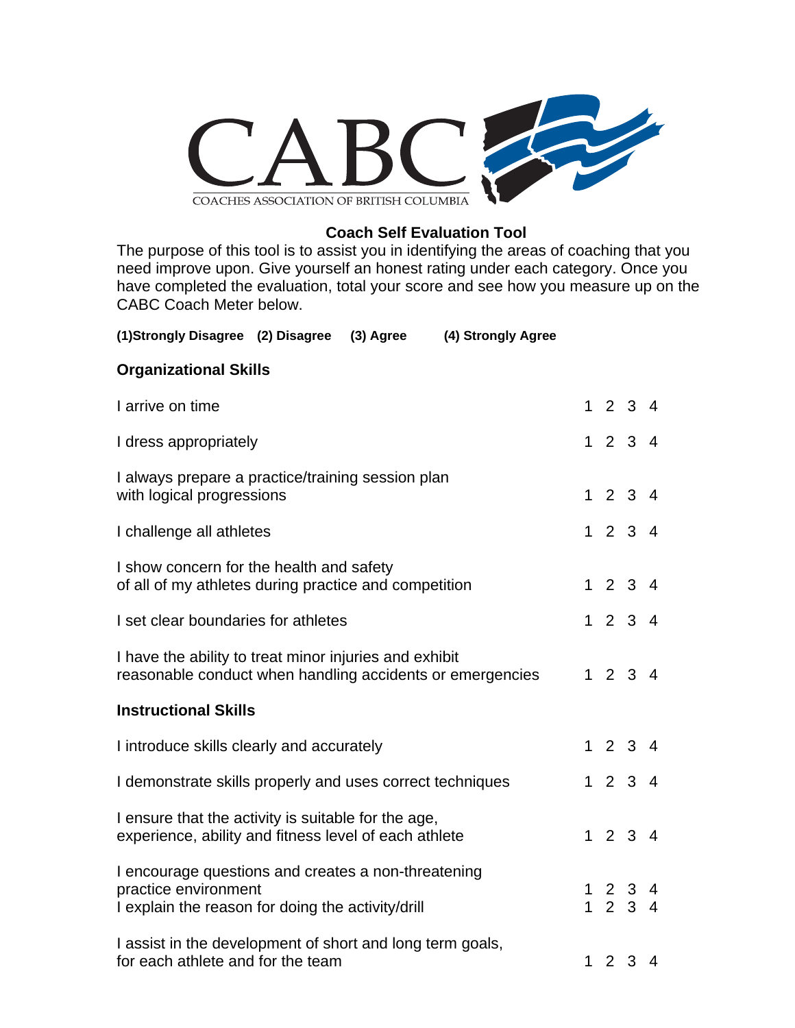CABC

COACHES ASSOCIATION OF BRITISH COLUMBIA

# Coach Self Evaluation Tool

The purpose of this tool is to assist you in identifying the areas of coaching that you need improve upon. Give yourself an honest rating under each category. Once you have completed the evaluation, total your score and see how you measure up on the CABC Coach Meter below.

**(1)Strongly Disagree (2) Disagree (3) Agree (4) Strongly Agree**

## Organizational Skills

| | |
|---|---|
| I arrive on time | 1 2 3 4 |
| I dress appropriately | 1 2 3 4 |
| I always prepare a practice/training session plan with logical progressions | 1 2 3 4 |
| I challenge all athletes | 1 2 3 4 |
| I show concern for the health and safety of all of my athletes during practice and competition | 1 2 3 4 |
| I set clear boundaries for athletes | 1 2 3 4 |
| I have the ability to treat minor injuries and exhibit reasonable conduct when handling accidents or emergencies | 1 2 3 4 |

## Instructional Skills

| | |
|---|---|
| I introduce skills clearly and accurately | 1 2 3 4 |
| I demonstrate skills properly and uses correct techniques | 1 2 3 4 |
| I ensure that the activity is suitable for the age, experience, ability and fitness level of each athlete | 1 2 3 4 |
| I encourage questions and creates a non-threatening practice environment | 1 2 3 4 |
| I explain the reason for doing the activity/drill | 1 2 3 4 |
| I assist in the development of short and long term goals, for each athlete and for the team | 1 2 3 4 |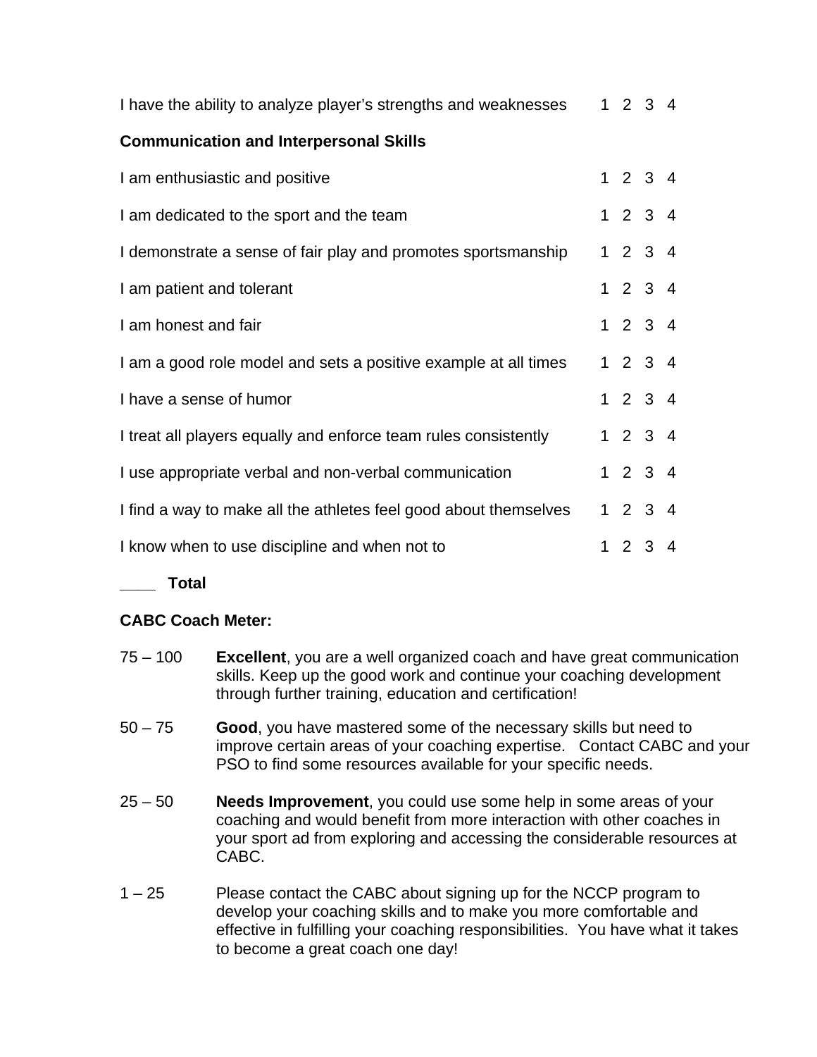| | |
|---|---|
| I have the ability to analyze player's strengths and weaknesses | 1 2 3 4 |
| **Communication and Interpersonal Skills** | |
| I am enthusiastic and positive | 1 2 3 4 |
| I am dedicated to the sport and the team | 1 2 3 4 |
| I demonstrate a sense of fair play and promotes sportsmanship | 1 2 3 4 |
| I am patient and tolerant | 1 2 3 4 |
| I am honest and fair | 1 2 3 4 |
| I am a good role model and sets a positive example at all times | 1 2 3 4 |
| I have a sense of humor | 1 2 3 4 |
| I treat all players equally and enforce team rules consistently | 1 2 3 4 |
| I use appropriate verbal and non-verbal communication | 1 2 3 4 |
| I find a way to make all the athletes feel good about themselves | 1 2 3 4 |
| I know when to use discipline and when not to | 1 2 3 4 |

____ **Total**

**CABC Coach Meter:**

75 – 100 **Excellent**, you are a well organized coach and have great communication skills. Keep up the good work and continue your coaching development through further training, education and certification!

50 – 75 **Good**, you have mastered some of the necessary skills but need to improve certain areas of your coaching expertise. Contact CABC and your PSO to find some resources available for your specific needs.

25 – 50 **Needs Improvement**, you could use some help in some areas of your coaching and would benefit from more interaction with other coaches in your sport ad from exploring and accessing the considerable resources at CABC.

1 – 25 Please contact the CABC about signing up for the NCCP program to develop your coaching skills and to make you more comfortable and effective in fulfilling your coaching responsibilities. You have what it takes to become a great coach one day!